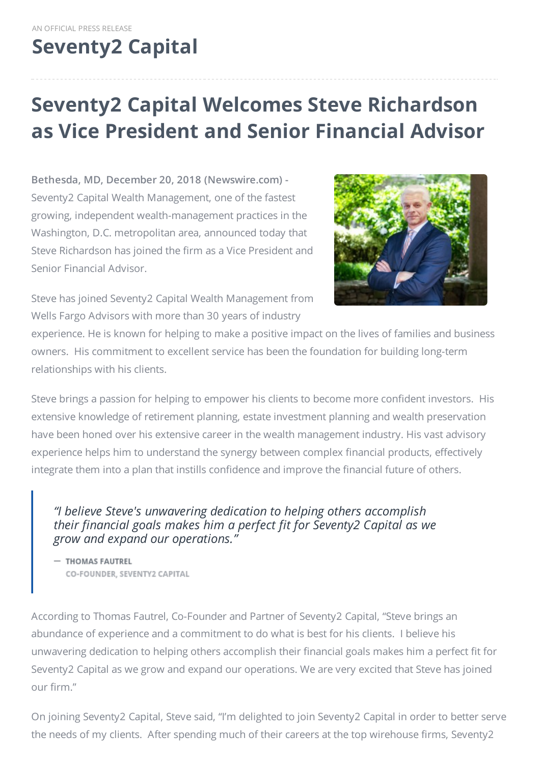AN OFFICIAL PRESS RELEASE

# Seventy2 Capital

## Seventy2 Capital Welcomes Steve Richardson as Vice President and Senior Financial Advisor

**Bethesda, MD, December 20, 2018 (Newswire.com) -** Seventy2 Capital Wealth Management, one of the fastest growing, independent wealth-management practices in the Washington, D.C. metropolitan area, announced today that Steve Richardson has joined the firm as a Vice President and Senior Financial Advisor.

Steve has joined Seventy2 Capital Wealth Management from Wells Fargo Advisors with more than 30 years of industry experience. He is known for helping to make a positive impact on the lives of families and business owners. His commitment to excellent service has been the foundation for building long-term relationships with his clients.

Steve brings a passion for helping to empower his clients to become more confident investors. His extensive knowledge of retirement planning, estate investment planning and wealth preservation have been honed over his extensive career in the wealth management industry. His vast advisory experience helps him to understand the synergy between complex financial products, effectively integrate them into a plan that instills confidence and improve the financial future of others.

> *"I believe Steve's unwavering dedication to helping others accomplish their financial goals makes him a perfect fit for Seventy2 Capital as we grow and expand our operations."*
>
> — **THOMAS FAUTREL**
> CO-FOUNDER, SEVENTY2 CAPITAL

According to Thomas Fautrel, Co-Founder and Partner of Seventy2 Capital, "Steve brings an abundance of experience and a commitment to do what is best for his clients. I believe his unwavering dedication to helping others accomplish their financial goals makes him a perfect fit for Seventy2 Capital as we grow and expand our operations. We are very excited that Steve has joined our firm."

On joining Seventy2 Capital, Steve said, "I'm delighted to join Seventy2 Capital in order to better serve the needs of my clients. After spending much of their careers at the top wirehouse firms, Seventy2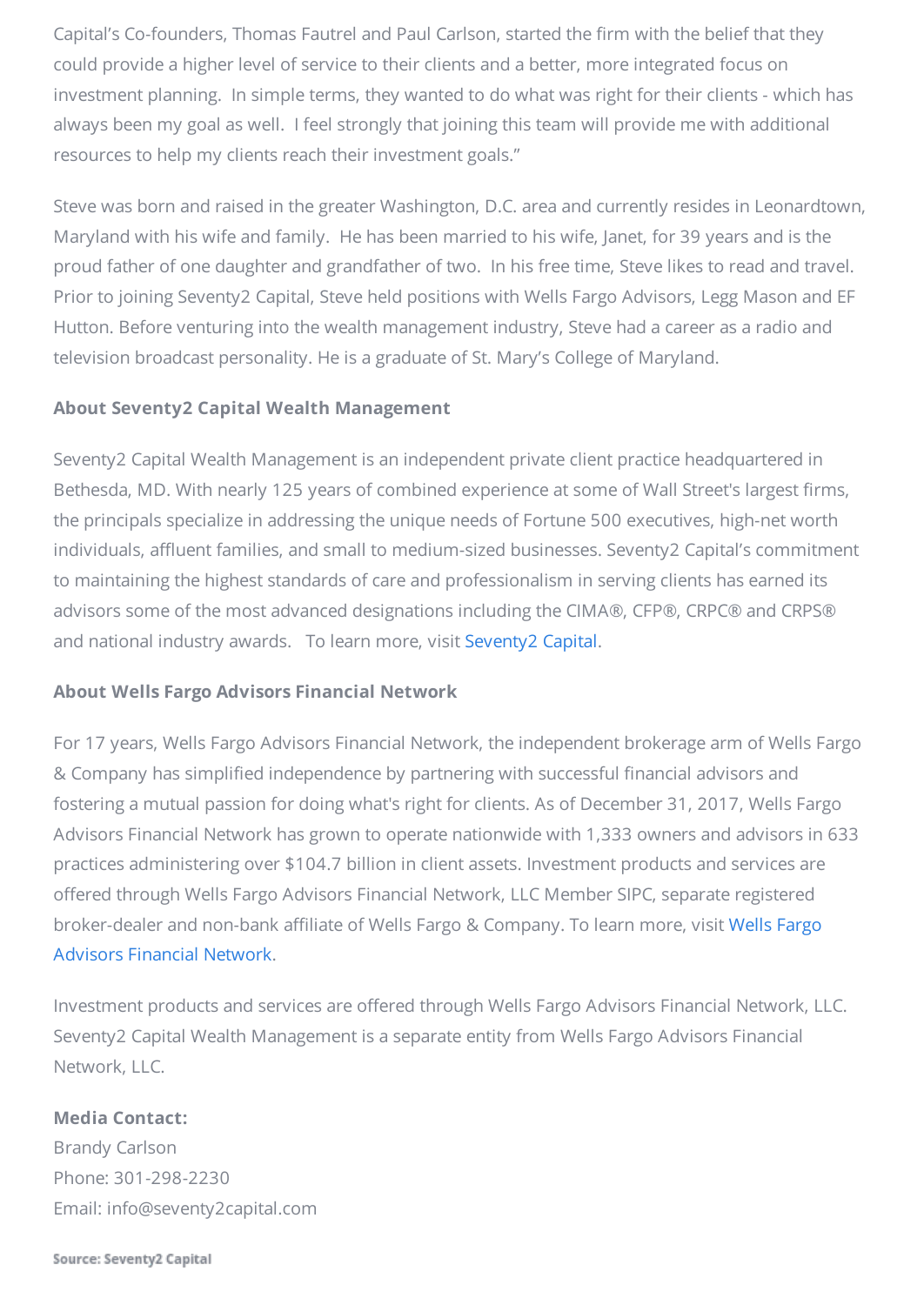Capital's Co-founders, Thomas Fautrel and Paul Carlson, started the firm with the belief that they could provide a higher level of service to their clients and a better, more integrated focus on investment planning. In simple terms, they wanted to do what was right for their clients - which has always been my goal as well. I feel strongly that joining this team will provide me with additional resources to help my clients reach their investment goals."

Steve was born and raised in the greater Washington, D.C. area and currently resides in Leonardtown, Maryland with his wife and family. He has been married to his wife, Janet, for 39 years and is the proud father of one daughter and grandfather of two. In his free time, Steve likes to read and travel. Prior to joining Seventy2 Capital, Steve held positions with Wells Fargo Advisors, Legg Mason and EF Hutton. Before venturing into the wealth management industry, Steve had a career as a radio and television broadcast personality. He is a graduate of St. Mary's College of Maryland.

**About Seventy2 Capital Wealth Management**

Seventy2 Capital Wealth Management is an independent private client practice headquartered in Bethesda, MD. With nearly 125 years of combined experience at some of Wall Street's largest firms, the principals specialize in addressing the unique needs of Fortune 500 executives, high-net worth individuals, affluent families, and small to medium-sized businesses. Seventy2 Capital's commitment to maintaining the highest standards of care and professionalism in serving clients has earned its advisors some of the most advanced designations including the CIMA®, CFP®, CRPC® and CRPS® and national industry awards. To learn more, visit Seventy2 Capital.

**About Wells Fargo Advisors Financial Network**

For 17 years, Wells Fargo Advisors Financial Network, the independent brokerage arm of Wells Fargo & Company has simplified independence by partnering with successful financial advisors and fostering a mutual passion for doing what's right for clients. As of December 31, 2017, Wells Fargo Advisors Financial Network has grown to operate nationwide with 1,333 owners and advisors in 633 practices administering over $104.7 billion in client assets. Investment products and services are offered through Wells Fargo Advisors Financial Network, LLC Member SIPC, separate registered broker-dealer and non-bank affiliate of Wells Fargo & Company. To learn more, visit Wells Fargo Advisors Financial Network.

Investment products and services are offered through Wells Fargo Advisors Financial Network, LLC. Seventy2 Capital Wealth Management is a separate entity from Wells Fargo Advisors Financial Network, LLC.

**Media Contact:**
Brandy Carlson
Phone: 301-298-2230
Email: info@seventy2capital.com

**Source: Seventy2 Capital**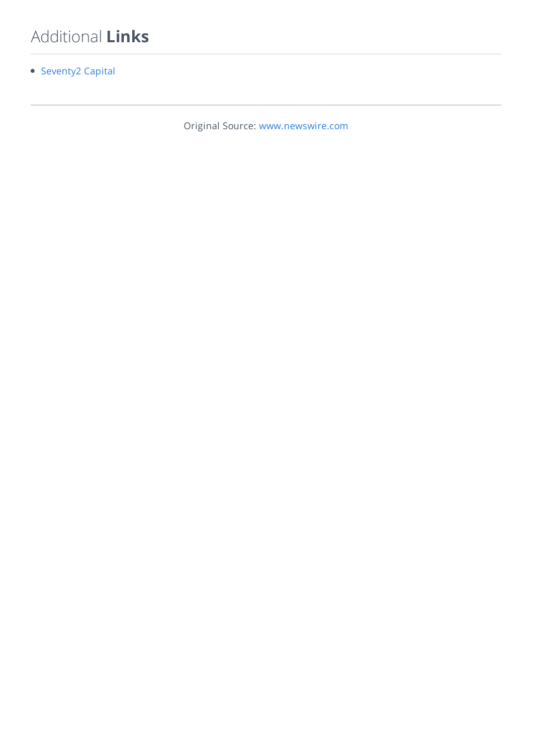## Additional **Links**

- Seventy2 Capital

Original Source: www.newswire.com